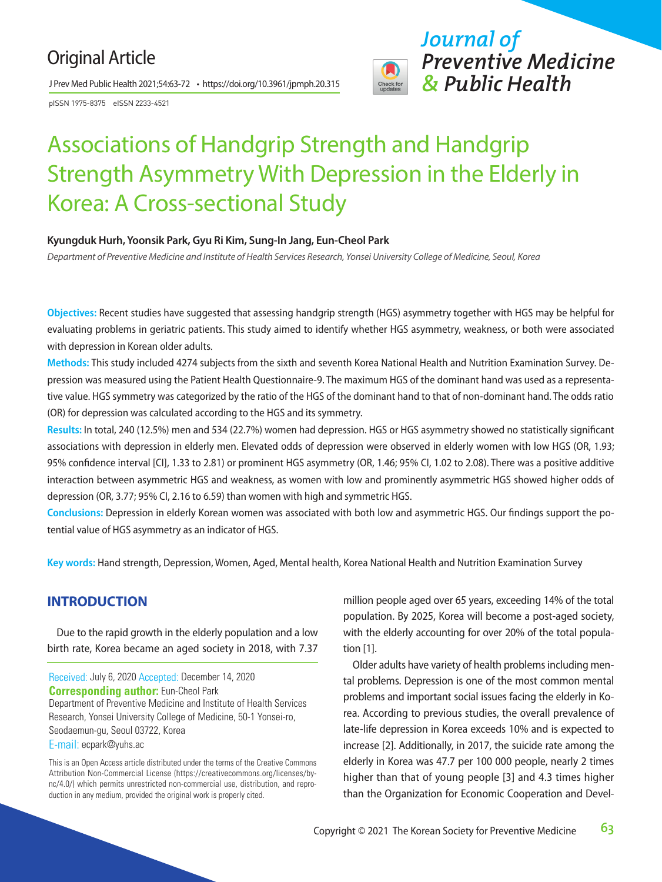Original Article

# Associations of Handgrip Strength and Handgrip Strength Asymmetry With Depression in the Elderly in Korea: A Cross-sectional Study

**Kyungduk Hurh, Yoonsik Park, Gyu Ri Kim, Sung-In Jang, Eun-Cheol Park**

*Department of Preventive Medicine and Institute of Health Services Research, Yonsei University College of Medicine, Seoul, Korea*

**Objectives:** Recent studies have suggested that assessing handgrip strength (HGS) asymmetry together with HGS may be helpful for evaluating problems in geriatric patients. This study aimed to identify whether HGS asymmetry, weakness, or both were associated with depression in Korean older adults.

**Methods:** This study included 4274 subjects from the sixth and seventh Korea National Health and Nutrition Examination Survey. Depression was measured using the Patient Health Questionnaire-9. The maximum HGS of the dominant hand was used as a representative value. HGS symmetry was categorized by the ratio of the HGS of the dominant hand to that of non-dominant hand. The odds ratio (OR) for depression was calculated according to the HGS and its symmetry.

**Results:** In total, 240 (12.5%) men and 534 (22.7%) women had depression. HGS or HGS asymmetry showed no statistically significant associations with depression in elderly men. Elevated odds of depression were observed in elderly women with low HGS (OR, 1.93; 95% confidence interval [CI], 1.33 to 2.81) or prominent HGS asymmetry (OR, 1.46; 95% CI, 1.02 to 2.08). There was a positive additive interaction between asymmetric HGS and weakness, as women with low and prominently asymmetric HGS showed higher odds of depression (OR, 3.77; 95% CI, 2.16 to 6.59) than women with high and symmetric HGS.

**Conclusions:** Depression in elderly Korean women was associated with both low and asymmetric HGS. Our findings support the potential value of HGS asymmetry as an indicator of HGS.

**Key words:** Hand strength, Depression, Women, Aged, Mental health, Korea National Health and Nutrition Examination Survey

## INTRODUCTION

Due to the rapid growth in the elderly population and a low birth rate, Korea became an aged society in 2018, with 7.37 million people aged over 65 years, exceeding 14% of the total population. By 2025, Korea will become a post-aged society, with the elderly accounting for over 20% of the total population [1].

Older adults have variety of health problems including mental problems. Depression is one of the most common mental problems and important social issues facing the elderly in Korea. According to previous studies, the overall prevalence of late-life depression in Korea exceeds 10% and is expected to increase [2]. Additionally, in 2017, the suicide rate among the elderly in Korea was 47.7 per 100 000 people, nearly 2 times higher than that of young people [3] and 4.3 times higher than the Organization for Economic Cooperation and Devel-

Received: July 6, 2020 Accepted: December 14, 2020
**Corresponding author:** Eun-Cheol Park
Department of Preventive Medicine and Institute of Health Services Research, Yonsei University College of Medicine, 50-1 Yonsei-ro, Seodaemun-gu, Seoul 03722, Korea
E-mail: ecpark@yuhs.ac

This is an Open Access article distributed under the terms of the Creative Commons Attribution Non-Commercial License (https://creativecommons.org/licenses/by-nc/4.0/) which permits unrestricted non-commercial use, distribution, and reproduction in any medium, provided the original work is properly cited.

Copyright © 2021 The Korean Society for Preventive Medicine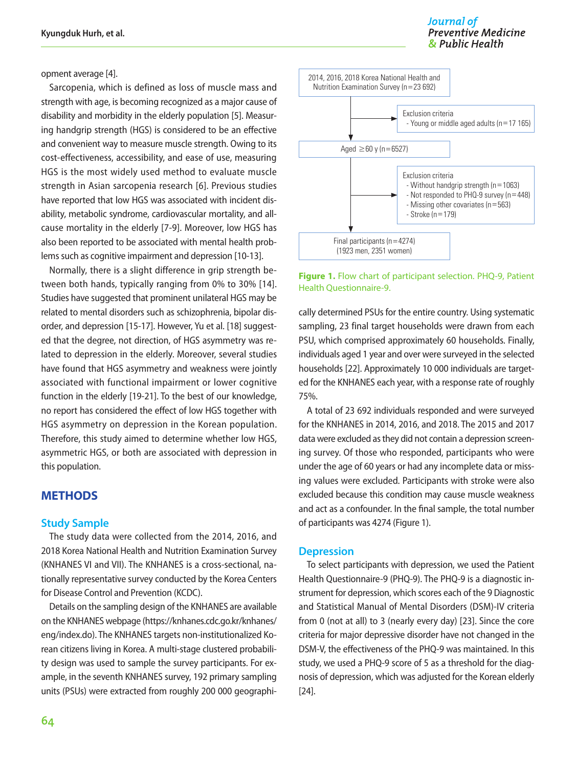opment average [4].

Sarcopenia, which is defined as loss of muscle mass and strength with age, is becoming recognized as a major cause of disability and morbidity in the elderly population [5]. Measuring handgrip strength (HGS) is considered to be an effective and convenient way to measure muscle strength. Owing to its cost-effectiveness, accessibility, and ease of use, measuring HGS is the most widely used method to evaluate muscle strength in Asian sarcopenia research [6]. Previous studies have reported that low HGS was associated with incident disability, metabolic syndrome, cardiovascular mortality, and all-cause mortality in the elderly [7-9]. Moreover, low HGS has also been reported to be associated with mental health problems such as cognitive impairment and depression [10-13].

Normally, there is a slight difference in grip strength between both hands, typically ranging from 0% to 30% [14]. Studies have suggested that prominent unilateral HGS may be related to mental disorders such as schizophrenia, bipolar disorder, and depression [15-17]. However, Yu et al. [18] suggested that the degree, not direction, of HGS asymmetry was related to depression in the elderly. Moreover, several studies have found that HGS asymmetry and weakness were jointly associated with functional impairment or lower cognitive function in the elderly [19-21]. To the best of our knowledge, no report has considered the effect of low HGS together with HGS asymmetry on depression in the Korean population. Therefore, this study aimed to determine whether low HGS, asymmetric HGS, or both are associated with depression in this population.

## METHODS

### Study Sample

The study data were collected from the 2014, 2016, and 2018 Korea National Health and Nutrition Examination Survey (KNHANES VI and VII). The KNHANES is a cross-sectional, nationally representative survey conducted by the Korea Centers for Disease Control and Prevention (KCDC).

Details on the sampling design of the KNHANES are available on the KNHANES webpage (https://knhanes.cdc.go.kr/knhanes/eng/index.do). The KNHANES targets non-institutionalized Korean citizens living in Korea. A multi-stage clustered probability design was used to sample the survey participants. For example, in the seventh KNHANES survey, 192 primary sampling units (PSUs) were extracted from roughly 200 000 geographically determined PSUs for the entire country. Using systematic sampling, 23 final target households were drawn from each PSU, which comprised approximately 60 households. Finally, individuals aged 1 year and over were surveyed in the selected households [22]. Approximately 10 000 individuals are targeted for the KNHANES each year, with a response rate of roughly 75%.

2014, 2016, 2018 Korea National Health and Nutrition Examination Survey (n=23 692)
→ Exclusion criteria
- Young or middle aged adults (n=17 165)

Aged ≥60 y (n=6527)
→ Exclusion criteria
- Without handgrip strength (n=1063)
- Not responded to PHQ-9 survey (n=448)
- Missing other covariates (n=563)
- Stroke (n=179)

Final participants (n=4274) (1923 men, 2351 women)

**Figure 1.** Flow chart of participant selection. PHQ-9, Patient Health Questionnaire-9.

A total of 23 692 individuals responded and were surveyed for the KNHANES in 2014, 2016, and 2018. The 2015 and 2017 data were excluded as they did not contain a depression screening survey. Of those who responded, participants who were under the age of 60 years or had any incomplete data or missing values were excluded. Participants with stroke were also excluded because this condition may cause muscle weakness and act as a confounder. In the final sample, the total number of participants was 4274 (Figure 1).

### Depression

To select participants with depression, we used the Patient Health Questionnaire-9 (PHQ-9). The PHQ-9 is a diagnostic instrument for depression, which scores each of the 9 Diagnostic and Statistical Manual of Mental Disorders (DSM)-IV criteria from 0 (not at all) to 3 (nearly every day) [23]. Since the core criteria for major depressive disorder have not changed in the DSM-V, the effectiveness of the PHQ-9 was maintained. In this study, we used a PHQ-9 score of 5 as a threshold for the diagnosis of depression, which was adjusted for the Korean elderly [24].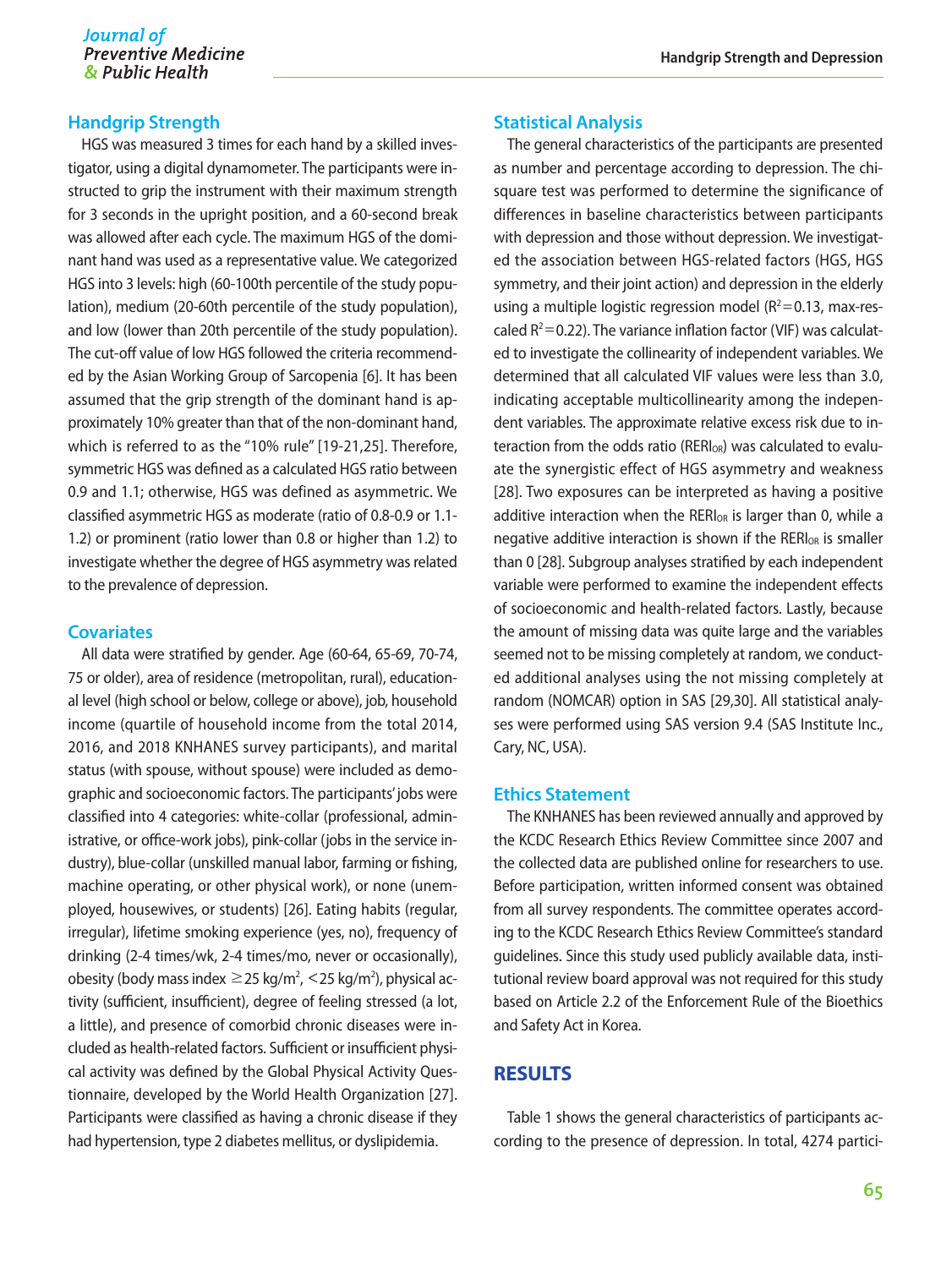## Handgrip Strength

HGS was measured 3 times for each hand by a skilled investigator, using a digital dynamometer. The participants were instructed to grip the instrument with their maximum strength for 3 seconds in the upright position, and a 60-second break was allowed after each cycle. The maximum HGS of the dominant hand was used as a representative value. We categorized HGS into 3 levels: high (60-100th percentile of the study population), medium (20-60th percentile of the study population), and low (lower than 20th percentile of the study population). The cut-off value of low HGS followed the criteria recommended by the Asian Working Group of Sarcopenia [6]. It has been assumed that the grip strength of the dominant hand is approximately 10% greater than that of the non-dominant hand, which is referred to as the "10% rule" [19-21,25]. Therefore, symmetric HGS was defined as a calculated HGS ratio between 0.9 and 1.1; otherwise, HGS was defined as asymmetric. We classified asymmetric HGS as moderate (ratio of 0.8-0.9 or 1.1-1.2) or prominent (ratio lower than 0.8 or higher than 1.2) to investigate whether the degree of HGS asymmetry was related to the prevalence of depression.

## Covariates

All data were stratified by gender. Age (60-64, 65-69, 70-74, 75 or older), area of residence (metropolitan, rural), educational level (high school or below, college or above), job, household income (quartile of household income from the total 2014, 2016, and 2018 KNHANES survey participants), and marital status (with spouse, without spouse) were included as demographic and socioeconomic factors. The participants' jobs were classified into 4 categories: white-collar (professional, administrative, or office-work jobs), pink-collar (jobs in the service industry), blue-collar (unskilled manual labor, farming or fishing, machine operating, or other physical work), or none (unemployed, housewives, or students) [26]. Eating habits (regular, irregular), lifetime smoking experience (yes, no), frequency of drinking (2-4 times/wk, 2-4 times/mo, never or occasionally), obesity (body mass index $\geq$25 kg/m$^2$, $<$25 kg/m$^2$), physical activity (sufficient, insufficient), degree of feeling stressed (a lot, a little), and presence of comorbid chronic diseases were included as health-related factors. Sufficient or insufficient physical activity was defined by the Global Physical Activity Questionnaire, developed by the World Health Organization [27]. Participants were classified as having a chronic disease if they had hypertension, type 2 diabetes mellitus, or dyslipidemia.

## Statistical Analysis

The general characteristics of the participants are presented as number and percentage according to depression. The chi-square test was performed to determine the significance of differences in baseline characteristics between participants with depression and those without depression. We investigated the association between HGS-related factors (HGS, HGS symmetry, and their joint action) and depression in the elderly using a multiple logistic regression model ($R^2$=0.13, max-rescaled $R^2$=0.22). The variance inflation factor (VIF) was calculated to investigate the collinearity of independent variables. We determined that all calculated VIF values were less than 3.0, indicating acceptable multicollinearity among the independent variables. The approximate relative excess risk due to interaction from the odds ratio ($RERI_{OR}$) was calculated to evaluate the synergistic effect of HGS asymmetry and weakness [28]. Two exposures can be interpreted as having a positive additive interaction when the $RERI_{OR}$ is larger than 0, while a negative additive interaction is shown if the $RERI_{OR}$ is smaller than 0 [28]. Subgroup analyses stratified by each independent variable were performed to examine the independent effects of socioeconomic and health-related factors. Lastly, because the amount of missing data was quite large and the variables seemed not to be missing completely at random, we conducted additional analyses using the not missing completely at random (NOMCAR) option in SAS [29,30]. All statistical analyses were performed using SAS version 9.4 (SAS Institute Inc., Cary, NC, USA).

## Ethics Statement

The KNHANES has been reviewed annually and approved by the KCDC Research Ethics Review Committee since 2007 and the collected data are published online for researchers to use. Before participation, written informed consent was obtained from all survey respondents. The committee operates according to the KCDC Research Ethics Review Committee's standard guidelines. Since this study used publicly available data, institutional review board approval was not required for this study based on Article 2.2 of the Enforcement Rule of the Bioethics and Safety Act in Korea.

# RESULTS

Table 1 shows the general characteristics of participants according to the presence of depression. In total, 4274 partici-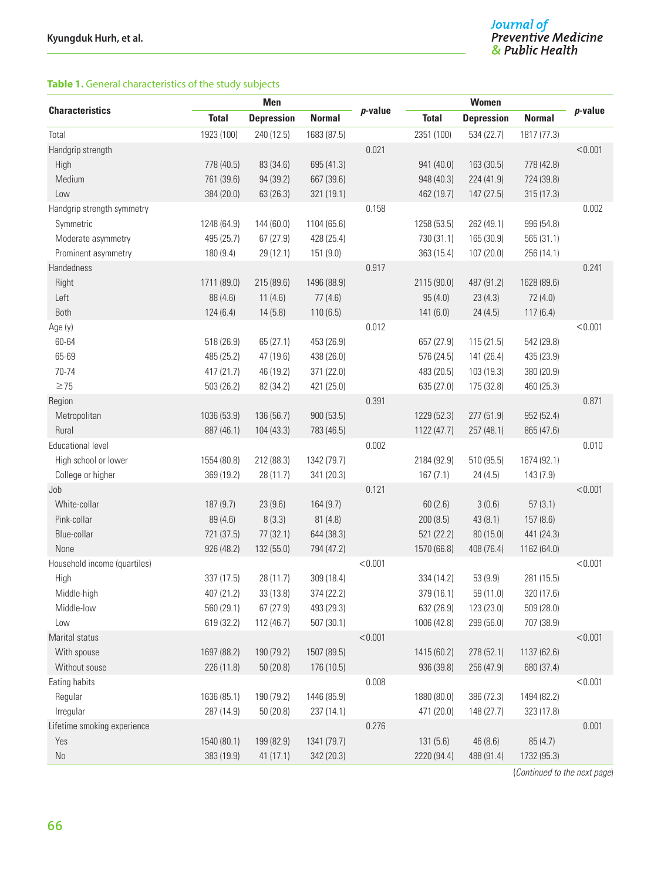**Table 1.** General characteristics of the study subjects

| Characteristics | Men | | | *p*-value | Women | | | *p*-value |
|---|---|---|---|---|---|---|---|---|
| | Total | Depression | Normal | | Total | Depression | Normal | |
| Total | 1923 (100) | 240 (12.5) | 1683 (87.5) | | 2351 (100) | 534 (22.7) | 1817 (77.3) | |
| Handgrip strength | | | | 0.021 | | | | <0.001 |
| High | 778 (40.5) | 83 (34.6) | 695 (41.3) | | 941 (40.0) | 163 (30.5) | 778 (42.8) | |
| Medium | 761 (39.6) | 94 (39.2) | 667 (39.6) | | 948 (40.3) | 224 (41.9) | 724 (39.8) | |
| Low | 384 (20.0) | 63 (26.3) | 321 (19.1) | | 462 (19.7) | 147 (27.5) | 315 (17.3) | |
| Handgrip strength symmetry | | | | 0.158 | | | | 0.002 |
| Symmetric | 1248 (64.9) | 144 (60.0) | 1104 (65.6) | | 1258 (53.5) | 262 (49.1) | 996 (54.8) | |
| Moderate asymmetry | 495 (25.7) | 67 (27.9) | 428 (25.4) | | 730 (31.1) | 165 (30.9) | 565 (31.1) | |
| Prominent asymmetry | 180 (9.4) | 29 (12.1) | 151 (9.0) | | 363 (15.4) | 107 (20.0) | 256 (14.1) | |
| Handedness | | | | 0.917 | | | | 0.241 |
| Right | 1711 (89.0) | 215 (89.6) | 1496 (88.9) | | 2115 (90.0) | 487 (91.2) | 1628 (89.6) | |
| Left | 88 (4.6) | 11 (4.6) | 77 (4.6) | | 95 (4.0) | 23 (4.3) | 72 (4.0) | |
| Both | 124 (6.4) | 14 (5.8) | 110 (6.5) | | 141 (6.0) | 24 (4.5) | 117 (6.4) | |
| Age (y) | | | | 0.012 | | | | <0.001 |
| 60-64 | 518 (26.9) | 65 (27.1) | 453 (26.9) | | 657 (27.9) | 115 (21.5) | 542 (29.8) | |
| 65-69 | 485 (25.2) | 47 (19.6) | 438 (26.0) | | 576 (24.5) | 141 (26.4) | 435 (23.9) | |
| 70-74 | 417 (21.7) | 46 (19.2) | 371 (22.0) | | 483 (20.5) | 103 (19.3) | 380 (20.9) | |
| ≥75 | 503 (26.2) | 82 (34.2) | 421 (25.0) | | 635 (27.0) | 175 (32.8) | 460 (25.3) | |
| Region | | | | 0.391 | | | | 0.871 |
| Metropolitan | 1036 (53.9) | 136 (56.7) | 900 (53.5) | | 1229 (52.3) | 277 (51.9) | 952 (52.4) | |
| Rural | 887 (46.1) | 104 (43.3) | 783 (46.5) | | 1122 (47.7) | 257 (48.1) | 865 (47.6) | |
| Educational level | | | | 0.002 | | | | 0.010 |
| High school or lower | 1554 (80.8) | 212 (88.3) | 1342 (79.7) | | 2184 (92.9) | 510 (95.5) | 1674 (92.1) | |
| College or higher | 369 (19.2) | 28 (11.7) | 341 (20.3) | | 167 (7.1) | 24 (4.5) | 143 (7.9) | |
| Job | | | | 0.121 | | | | <0.001 |
| White-collar | 187 (9.7) | 23 (9.6) | 164 (9.7) | | 60 (2.6) | 3 (0.6) | 57 (3.1) | |
| Pink-collar | 89 (4.6) | 8 (3.3) | 81 (4.8) | | 200 (8.5) | 43 (8.1) | 157 (8.6) | |
| Blue-collar | 721 (37.5) | 77 (32.1) | 644 (38.3) | | 521 (22.2) | 80 (15.0) | 441 (24.3) | |
| None | 926 (48.2) | 132 (55.0) | 794 (47.2) | | 1570 (66.8) | 408 (76.4) | 1162 (64.0) | |
| Household income (quartiles) | | | | <0.001 | | | | <0.001 |
| High | 337 (17.5) | 28 (11.7) | 309 (18.4) | | 334 (14.2) | 53 (9.9) | 281 (15.5) | |
| Middle-high | 407 (21.2) | 33 (13.8) | 374 (22.2) | | 379 (16.1) | 59 (11.0) | 320 (17.6) | |
| Middle-low | 560 (29.1) | 67 (27.9) | 493 (29.3) | | 632 (26.9) | 123 (23.0) | 509 (28.0) | |
| Low | 619 (32.2) | 112 (46.7) | 507 (30.1) | | 1006 (42.8) | 299 (56.0) | 707 (38.9) | |
| Marital status | | | | <0.001 | | | | <0.001 |
| With spouse | 1697 (88.2) | 190 (79.2) | 1507 (89.5) | | 1415 (60.2) | 278 (52.1) | 1137 (62.6) | |
| Without souse | 226 (11.8) | 50 (20.8) | 176 (10.5) | | 936 (39.8) | 256 (47.9) | 680 (37.4) | |
| Eating habits | | | | 0.008 | | | | <0.001 |
| Regular | 1636 (85.1) | 190 (79.2) | 1446 (85.9) | | 1880 (80.0) | 386 (72.3) | 1494 (82.2) | |
| Irregular | 287 (14.9) | 50 (20.8) | 237 (14.1) | | 471 (20.0) | 148 (27.7) | 323 (17.8) | |
| Lifetime smoking experience | | | | 0.276 | | | | 0.001 |
| Yes | 1540 (80.1) | 199 (82.9) | 1341 (79.7) | | 131 (5.6) | 46 (8.6) | 85 (4.7) | |
| No | 383 (19.9) | 41 (17.1) | 342 (20.3) | | 2220 (94.4) | 488 (91.4) | 1732 (95.3) | |

(*Continued to the next page*)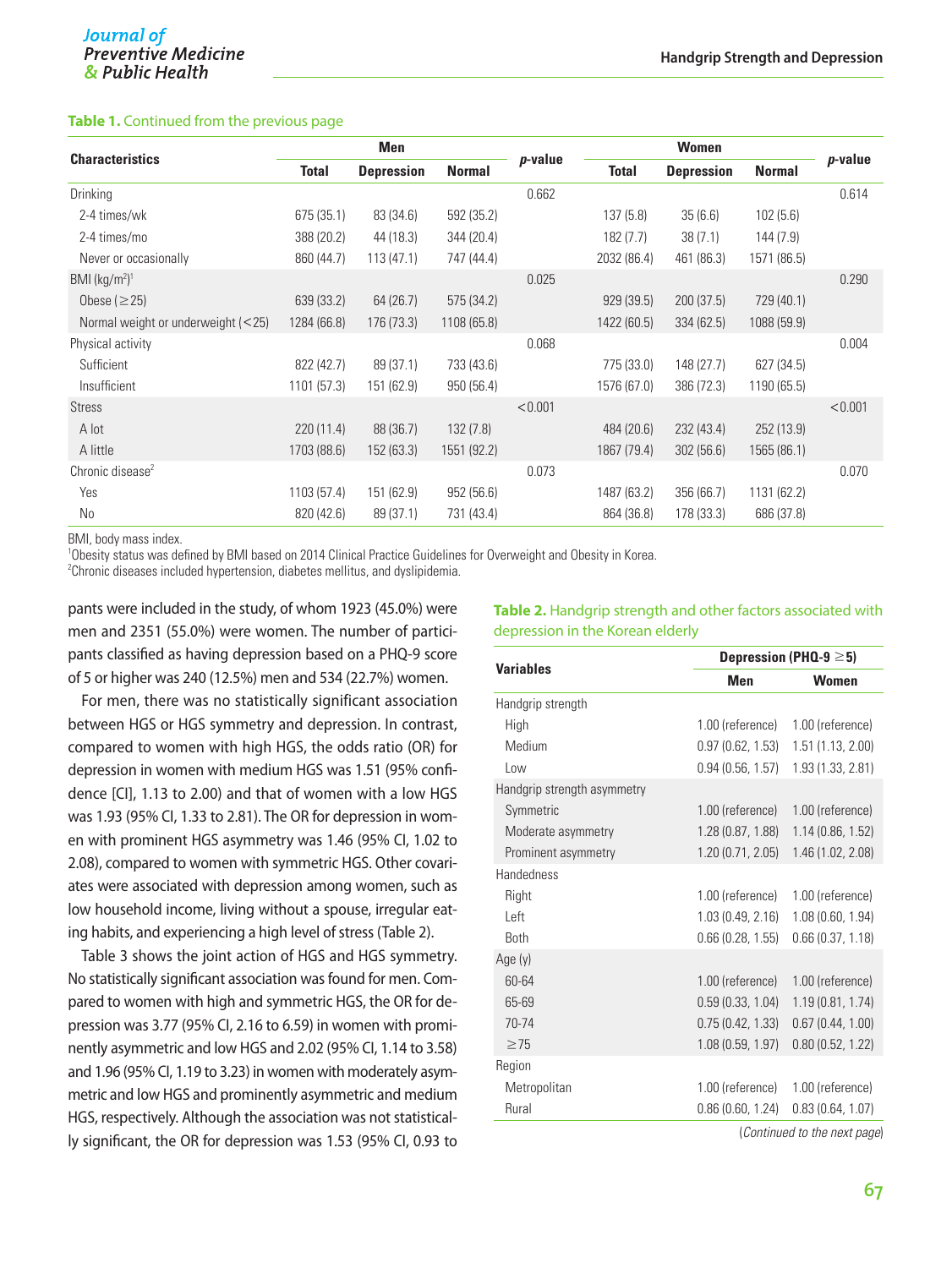**Table 1.** Continued from the previous page

| Characteristics | Men | | | p-value | Women | | | p-value |
|---|---|---|---|---|---|---|---|---|
| | Total | Depression | Normal | | Total | Depression | Normal | |
| Drinking | | | | 0.662 | | | | 0.614 |
| 2-4 times/wk | 675 (35.1) | 83 (34.6) | 592 (35.2) | | 137 (5.8) | 35 (6.6) | 102 (5.6) | |
| 2-4 times/mo | 388 (20.2) | 44 (18.3) | 344 (20.4) | | 182 (7.7) | 38 (7.1) | 144 (7.9) | |
| Never or occasionally | 860 (44.7) | 113 (47.1) | 747 (44.4) | | 2032 (86.4) | 461 (86.3) | 1571 (86.5) | |
| BMI (kg/m²)[1] | | | | 0.025 | | | | 0.290 |
| Obese (≥25) | 639 (33.2) | 64 (26.7) | 575 (34.2) | | 929 (39.5) | 200 (37.5) | 729 (40.1) | |
| Normal weight or underweight (<25) | 1284 (66.8) | 176 (73.3) | 1108 (65.8) | | 1422 (60.5) | 334 (62.5) | 1088 (59.9) | |
| Physical activity | | | | 0.068 | | | | 0.004 |
| Sufficient | 822 (42.7) | 89 (37.1) | 733 (43.6) | | 775 (33.0) | 148 (27.7) | 627 (34.5) | |
| Insufficient | 1101 (57.3) | 151 (62.9) | 950 (56.4) | | 1576 (67.0) | 386 (72.3) | 1190 (65.5) | |
| Stress | | | | <0.001 | | | | <0.001 |
| A lot | 220 (11.4) | 88 (36.7) | 132 (7.8) | | 484 (20.6) | 232 (43.4) | 252 (13.9) | |
| A little | 1703 (88.6) | 152 (63.3) | 1551 (92.2) | | 1867 (79.4) | 302 (56.6) | 1565 (86.1) | |
| Chronic disease[2] | | | | 0.073 | | | | 0.070 |
| Yes | 1103 (57.4) | 151 (62.9) | 952 (56.6) | | 1487 (63.2) | 356 (66.7) | 1131 (62.2) | |
| No | 820 (42.6) | 89 (37.1) | 731 (43.4) | | 864 (36.8) | 178 (33.3) | 686 (37.8) | |

BMI, body mass index.
[1]Obesity status was defined by BMI based on 2014 Clinical Practice Guidelines for Overweight and Obesity in Korea.
[2]Chronic diseases included hypertension, diabetes mellitus, and dyslipidemia.

pants were included in the study, of whom 1923 (45.0%) were men and 2351 (55.0%) were women. The number of participants classified as having depression based on a PHQ-9 score of 5 or higher was 240 (12.5%) men and 534 (22.7%) women.

For men, there was no statistically significant association between HGS or HGS symmetry and depression. In contrast, compared to women with high HGS, the odds ratio (OR) for depression in women with medium HGS was 1.51 (95% confidence [CI], 1.13 to 2.00) and that of women with a low HGS was 1.93 (95% CI, 1.33 to 2.81). The OR for depression in women with prominent HGS asymmetry was 1.46 (95% CI, 1.02 to 2.08), compared to women with symmetric HGS. Other covariates were associated with depression among women, such as low household income, living without a spouse, irregular eating habits, and experiencing a high level of stress (Table 2).

Table 3 shows the joint action of HGS and HGS symmetry. No statistically significant association was found for men. Compared to women with high and symmetric HGS, the OR for depression was 3.77 (95% CI, 2.16 to 6.59) in women with prominently asymmetric and low HGS and 2.02 (95% CI, 1.14 to 3.58) and 1.96 (95% CI, 1.19 to 3.23) in women with moderately asymmetric and low HGS and prominently asymmetric and medium HGS, respectively. Although the association was not statistically significant, the OR for depression was 1.53 (95% CI, 0.93 to

**Table 2.** Handgrip strength and other factors associated with depression in the Korean elderly

| Variables | Depression (PHQ-9 ≥5) | |
|---|---|---|
| | Men | Women |
| Handgrip strength | | |
| High | 1.00 (reference) | 1.00 (reference) |
| Medium | 0.97 (0.62, 1.53) | 1.51 (1.13, 2.00) |
| Low | 0.94 (0.56, 1.57) | 1.93 (1.33, 2.81) |
| Handgrip strength asymmetry | | |
| Symmetric | 1.00 (reference) | 1.00 (reference) |
| Moderate asymmetry | 1.28 (0.87, 1.88) | 1.14 (0.86, 1.52) |
| Prominent asymmetry | 1.20 (0.71, 2.05) | 1.46 (1.02, 2.08) |
| Handedness | | |
| Right | 1.00 (reference) | 1.00 (reference) |
| Left | 1.03 (0.49, 2.16) | 1.08 (0.60, 1.94) |
| Both | 0.66 (0.28, 1.55) | 0.66 (0.37, 1.18) |
| Age (y) | | |
| 60-64 | 1.00 (reference) | 1.00 (reference) |
| 65-69 | 0.59 (0.33, 1.04) | 1.19 (0.81, 1.74) |
| 70-74 | 0.75 (0.42, 1.33) | 0.67 (0.44, 1.00) |
| ≥75 | 1.08 (0.59, 1.97) | 0.80 (0.52, 1.22) |
| Region | | |
| Metropolitan | 1.00 (reference) | 1.00 (reference) |
| Rural | 0.86 (0.60, 1.24) | 0.83 (0.64, 1.07) |

(*Continued to the next page*)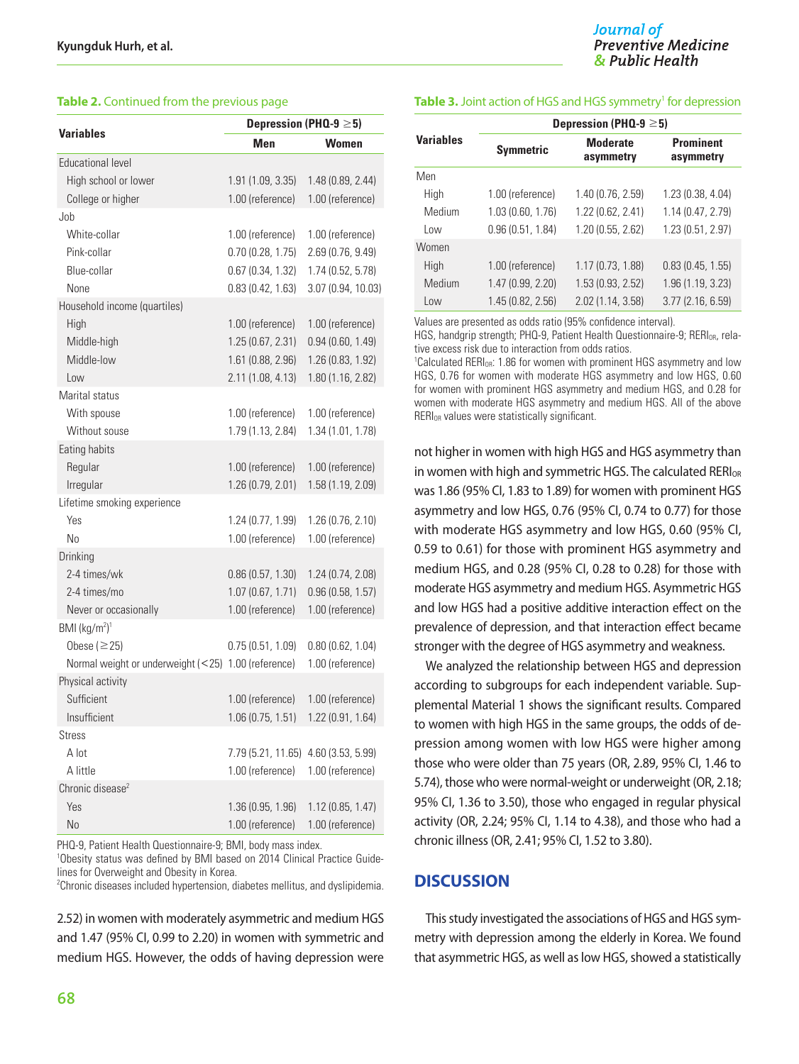**Table 2.** Continued from the previous page

| Variables | Depression (PHQ-9 ≥5) | |
|---|---|---|
| | Men | Women |
| Educational level | | |
| High school or lower | 1.91 (1.09, 3.35) | 1.48 (0.89, 2.44) |
| College or higher | 1.00 (reference) | 1.00 (reference) |
| Job | | |
| White-collar | 1.00 (reference) | 1.00 (reference) |
| Pink-collar | 0.70 (0.28, 1.75) | 2.69 (0.76, 9.49) |
| Blue-collar | 0.67 (0.34, 1.32) | 1.74 (0.52, 5.78) |
| None | 0.83 (0.42, 1.63) | 3.07 (0.94, 10.03) |
| Household income (quartiles) | | |
| High | 1.00 (reference) | 1.00 (reference) |
| Middle-high | 1.25 (0.67, 2.31) | 0.94 (0.60, 1.49) |
| Middle-low | 1.61 (0.88, 2.96) | 1.26 (0.83, 1.92) |
| Low | 2.11 (1.08, 4.13) | 1.80 (1.16, 2.82) |
| Marital status | | |
| With spouse | 1.00 (reference) | 1.00 (reference) |
| Without souse | 1.79 (1.13, 2.84) | 1.34 (1.01, 1.78) |
| Eating habits | | |
| Regular | 1.00 (reference) | 1.00 (reference) |
| Irregular | 1.26 (0.79, 2.01) | 1.58 (1.19, 2.09) |
| Lifetime smoking experience | | |
| Yes | 1.24 (0.77, 1.99) | 1.26 (0.76, 2.10) |
| No | 1.00 (reference) | 1.00 (reference) |
| Drinking | | |
| 2-4 times/wk | 0.86 (0.57, 1.30) | 1.24 (0.74, 2.08) |
| 2-4 times/mo | 1.07 (0.67, 1.71) | 0.96 (0.58, 1.57) |
| Never or occasionally | 1.00 (reference) | 1.00 (reference) |
| BMI (kg/m$^2$)[1] | | |
| Obese (≥25) | 0.75 (0.51, 1.09) | 0.80 (0.62, 1.04) |
| Normal weight or underweight (<25) | 1.00 (reference) | 1.00 (reference) |
| Physical activity | | |
| Sufficient | 1.00 (reference) | 1.00 (reference) |
| Insufficient | 1.06 (0.75, 1.51) | 1.22 (0.91, 1.64) |
| Stress | | |
| A lot | 7.79 (5.21, 11.65) | 4.60 (3.53, 5.99) |
| A little | 1.00 (reference) | 1.00 (reference) |
| Chronic disease[2] | | |
| Yes | 1.36 (0.95, 1.96) | 1.12 (0.85, 1.47) |
| No | 1.00 (reference) | 1.00 (reference) |

PHQ-9, Patient Health Questionnaire-9; BMI, body mass index.
[1]Obesity status was defined by BMI based on 2014 Clinical Practice Guidelines for Overweight and Obesity in Korea.
[2]Chronic diseases included hypertension, diabetes mellitus, and dyslipidemia.

2.52) in women with moderately asymmetric and medium HGS and 1.47 (95% CI, 0.99 to 2.20) in women with symmetric and medium HGS. However, the odds of having depression were not higher in women with high HGS and HGS asymmetry than in women with high and symmetric HGS. The calculated $RERI_{OR}$ was 1.86 (95% CI, 1.83 to 1.89) for women with prominent HGS asymmetry and low HGS, 0.76 (95% CI, 0.74 to 0.77) for those with moderate HGS asymmetry and low HGS, 0.60 (95% CI, 0.59 to 0.61) for those with prominent HGS asymmetry and medium HGS, and 0.28 (95% CI, 0.28 to 0.28) for those with moderate HGS asymmetry and medium HGS. Asymmetric HGS and low HGS had a positive additive interaction effect on the prevalence of depression, and that interaction effect became stronger with the degree of HGS asymmetry and weakness.

**Table 3.** Joint action of HGS and HGS symmetry[1] for depression

| Variables | Depression (PHQ-9 ≥5) | | |
|---|---|---|---|
| | Symmetric | Moderate asymmetry | Prominent asymmetry |
| Men | | | |
| High | 1.00 (reference) | 1.40 (0.76, 2.59) | 1.23 (0.38, 4.04) |
| Medium | 1.03 (0.60, 1.76) | 1.22 (0.62, 2.41) | 1.14 (0.47, 2.79) |
| Low | 0.96 (0.51, 1.84) | 1.20 (0.55, 2.62) | 1.23 (0.51, 2.97) |
| Women | | | |
| High | 1.00 (reference) | 1.17 (0.73, 1.88) | 0.83 (0.45, 1.55) |
| Medium | 1.47 (0.99, 2.20) | 1.53 (0.93, 2.52) | 1.96 (1.19, 3.23) |
| Low | 1.45 (0.82, 2.56) | 2.02 (1.14, 3.58) | 3.77 (2.16, 6.59) |

Values are presented as odds ratio (95% confidence interval).
HGS, handgrip strength; PHQ-9, Patient Health Questionnaire-9; $RERI_{OR}$, relative excess risk due to interaction from odds ratios.
[1]Calculated $RERI_{OR}$: 1.86 for women with prominent HGS asymmetry and low HGS, 0.76 for women with moderate HGS asymmetry and low HGS, 0.60 for women with prominent HGS asymmetry and medium HGS, and 0.28 for women with moderate HGS asymmetry and medium HGS. All of the above $RERI_{OR}$ values were statistically significant.

We analyzed the relationship between HGS and depression according to subgroups for each independent variable. Supplemental Material 1 shows the significant results. Compared to women with high HGS in the same groups, the odds of depression among women with low HGS were higher among those who were older than 75 years (OR, 2.89, 95% CI, 1.46 to 5.74), those who were normal-weight or underweight (OR, 2.18; 95% CI, 1.36 to 3.50), those who engaged in regular physical activity (OR, 2.24; 95% CI, 1.14 to 4.38), and those who had a chronic illness (OR, 2.41; 95% CI, 1.52 to 3.80).

## DISCUSSION

This study investigated the associations of HGS and HGS symmetry with depression among the elderly in Korea. We found that asymmetric HGS, as well as low HGS, showed a statistically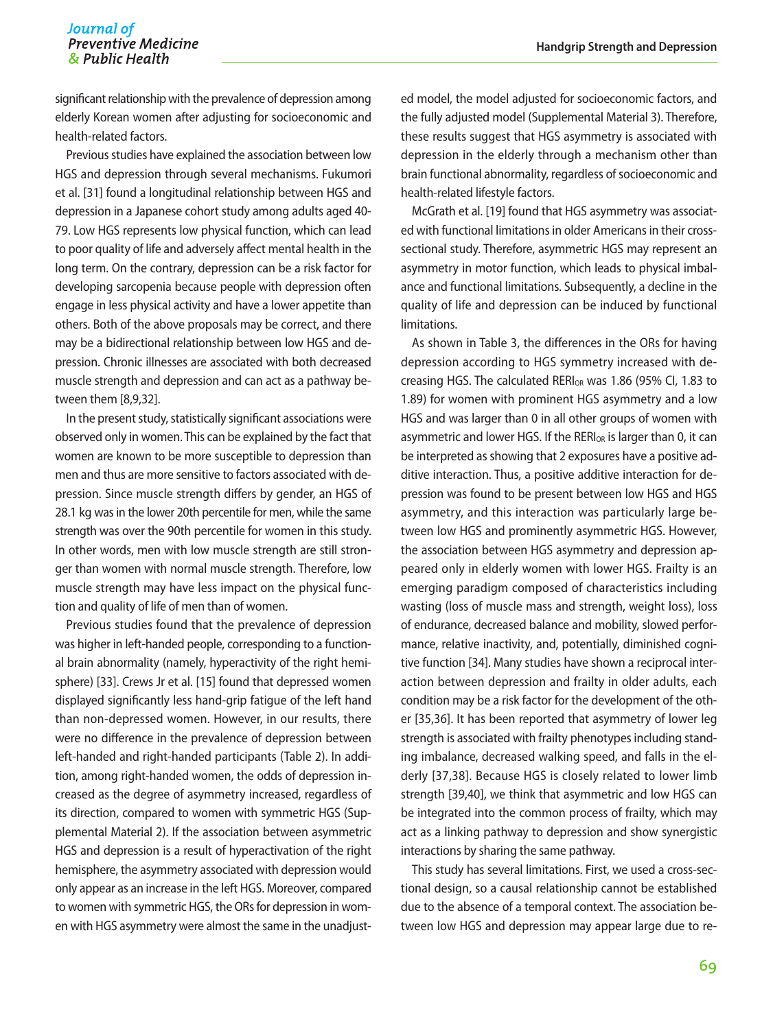significant relationship with the prevalence of depression among elderly Korean women after adjusting for socioeconomic and health-related factors.

Previous studies have explained the association between low HGS and depression through several mechanisms. Fukumori et al. [31] found a longitudinal relationship between HGS and depression in a Japanese cohort study among adults aged 40-79. Low HGS represents low physical function, which can lead to poor quality of life and adversely affect mental health in the long term. On the contrary, depression can be a risk factor for developing sarcopenia because people with depression often engage in less physical activity and have a lower appetite than others. Both of the above proposals may be correct, and there may be a bidirectional relationship between low HGS and depression. Chronic illnesses are associated with both decreased muscle strength and depression and can act as a pathway between them [8,9,32].

In the present study, statistically significant associations were observed only in women. This can be explained by the fact that women are known to be more susceptible to depression than men and thus are more sensitive to factors associated with depression. Since muscle strength differs by gender, an HGS of 28.1 kg was in the lower 20th percentile for men, while the same strength was over the 90th percentile for women in this study. In other words, men with low muscle strength are still stronger than women with normal muscle strength. Therefore, low muscle strength may have less impact on the physical function and quality of life of men than of women.

Previous studies found that the prevalence of depression was higher in left-handed people, corresponding to a functional brain abnormality (namely, hyperactivity of the right hemisphere) [33]. Crews Jr et al. [15] found that depressed women displayed significantly less hand-grip fatigue of the left hand than non-depressed women. However, in our results, there were no difference in the prevalence of depression between left-handed and right-handed participants (Table 2). In addition, among right-handed women, the odds of depression increased as the degree of asymmetry increased, regardless of its direction, compared to women with symmetric HGS (Supplemental Material 2). If the association between asymmetric HGS and depression is a result of hyperactivation of the right hemisphere, the asymmetry associated with depression would only appear as an increase in the left HGS. Moreover, compared to women with symmetric HGS, the ORs for depression in women with HGS asymmetry were almost the same in the unadjusted model, the model adjusted for socioeconomic factors, and the fully adjusted model (Supplemental Material 3). Therefore, these results suggest that HGS asymmetry is associated with depression in the elderly through a mechanism other than brain functional abnormality, regardless of socioeconomic and health-related lifestyle factors.

McGrath et al. [19] found that HGS asymmetry was associated with functional limitations in older Americans in their cross-sectional study. Therefore, asymmetric HGS may represent an asymmetry in motor function, which leads to physical imbalance and functional limitations. Subsequently, a decline in the quality of life and depression can be induced by functional limitations.

As shown in Table 3, the differences in the ORs for having depression according to HGS symmetry increased with decreasing HGS. The calculated $RERI_{OR}$ was 1.86 (95% CI, 1.83 to 1.89) for women with prominent HGS asymmetry and a low HGS and was larger than 0 in all other groups of women with asymmetric and lower HGS. If the $RERI_{OR}$ is larger than 0, it can be interpreted as showing that 2 exposures have a positive additive interaction. Thus, a positive additive interaction for depression was found to be present between low HGS and HGS asymmetry, and this interaction was particularly large between low HGS and prominently asymmetric HGS. However, the association between HGS asymmetry and depression appeared only in elderly women with lower HGS. Frailty is an emerging paradigm composed of characteristics including wasting (loss of muscle mass and strength, weight loss), loss of endurance, decreased balance and mobility, slowed performance, relative inactivity, and, potentially, diminished cognitive function [34]. Many studies have shown a reciprocal interaction between depression and frailty in older adults, each condition may be a risk factor for the development of the other [35,36]. It has been reported that asymmetry of lower leg strength is associated with frailty phenotypes including standing imbalance, decreased walking speed, and falls in the elderly [37,38]. Because HGS is closely related to lower limb strength [39,40], we think that asymmetric and low HGS can be integrated into the common process of frailty, which may act as a linking pathway to depression and show synergistic interactions by sharing the same pathway.

This study has several limitations. First, we used a cross-sectional design, so a causal relationship cannot be established due to the absence of a temporal context. The association between low HGS and depression may appear large due to re-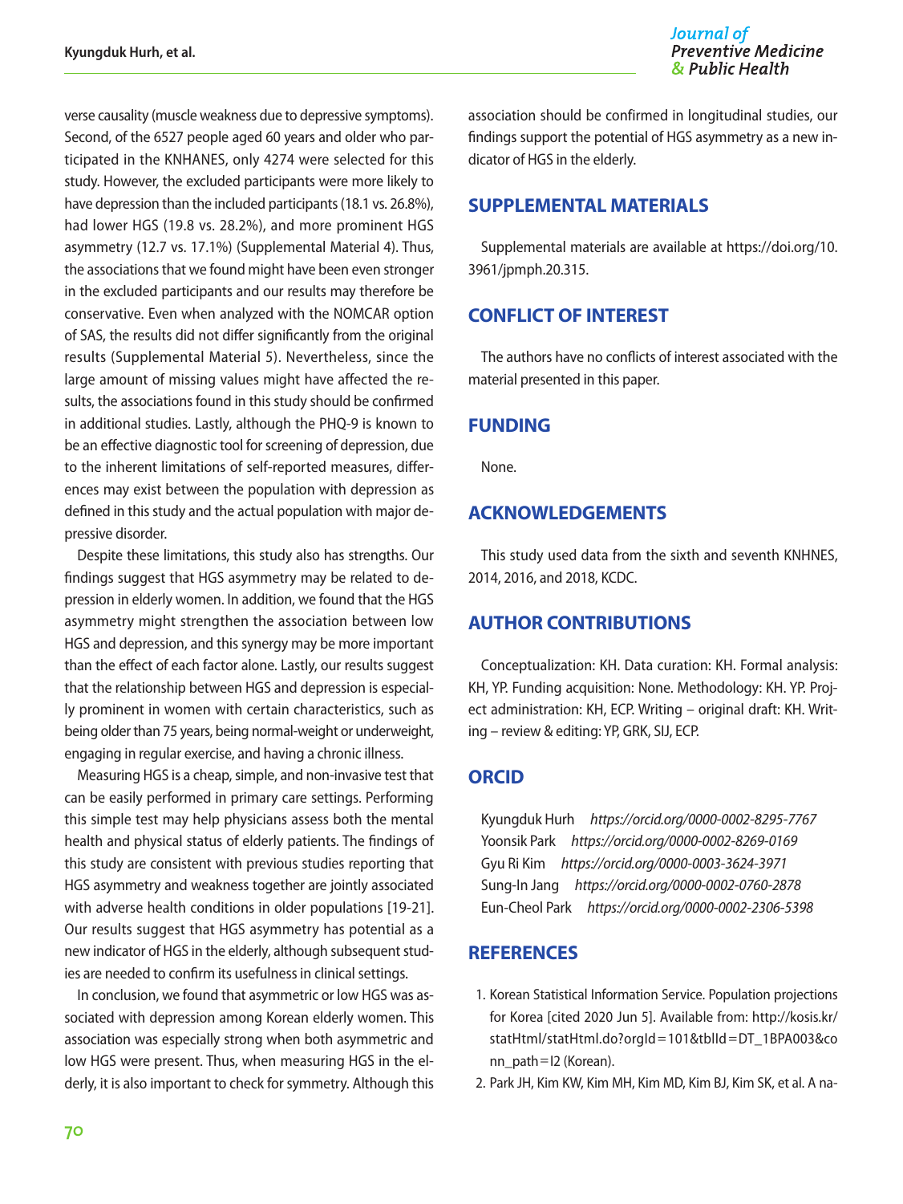verse causality (muscle weakness due to depressive symptoms). Second, of the 6527 people aged 60 years and older who participated in the KNHANES, only 4274 were selected for this study. However, the excluded participants were more likely to have depression than the included participants (18.1 vs. 26.8%), had lower HGS (19.8 vs. 28.2%), and more prominent HGS asymmetry (12.7 vs. 17.1%) (Supplemental Material 4). Thus, the associations that we found might have been even stronger in the excluded participants and our results may therefore be conservative. Even when analyzed with the NOMCAR option of SAS, the results did not differ significantly from the original results (Supplemental Material 5). Nevertheless, since the large amount of missing values might have affected the results, the associations found in this study should be confirmed in additional studies. Lastly, although the PHQ-9 is known to be an effective diagnostic tool for screening of depression, due to the inherent limitations of self-reported measures, differences may exist between the population with depression as defined in this study and the actual population with major depressive disorder.

Despite these limitations, this study also has strengths. Our findings suggest that HGS asymmetry may be related to depression in elderly women. In addition, we found that the HGS asymmetry might strengthen the association between low HGS and depression, and this synergy may be more important than the effect of each factor alone. Lastly, our results suggest that the relationship between HGS and depression is especially prominent in women with certain characteristics, such as being older than 75 years, being normal-weight or underweight, engaging in regular exercise, and having a chronic illness.

Measuring HGS is a cheap, simple, and non-invasive test that can be easily performed in primary care settings. Performing this simple test may help physicians assess both the mental health and physical status of elderly patients. The findings of this study are consistent with previous studies reporting that HGS asymmetry and weakness together are jointly associated with adverse health conditions in older populations [19-21]. Our results suggest that HGS asymmetry has potential as a new indicator of HGS in the elderly, although subsequent studies are needed to confirm its usefulness in clinical settings.

In conclusion, we found that asymmetric or low HGS was associated with depression among Korean elderly women. This association was especially strong when both asymmetric and low HGS were present. Thus, when measuring HGS in the elderly, it is also important to check for symmetry. Although this association should be confirmed in longitudinal studies, our findings support the potential of HGS asymmetry as a new indicator of HGS in the elderly.

## SUPPLEMENTAL MATERIALS

Supplemental materials are available at https://doi.org/10.3961/jpmph.20.315.

## CONFLICT OF INTEREST

The authors have no conflicts of interest associated with the material presented in this paper.

## FUNDING

None.

## ACKNOWLEDGEMENTS

This study used data from the sixth and seventh KNHNES, 2014, 2016, and 2018, KCDC.

## AUTHOR CONTRIBUTIONS

Conceptualization: KH. Data curation: KH. Formal analysis: KH, YP. Funding acquisition: None. Methodology: KH. YP. Project administration: KH, ECP. Writing – original draft: KH. Writing – review & editing: YP, GRK, SIJ, ECP.

## ORCID

Kyungduk Hurh *https://orcid.org/0000-0002-8295-7767*
Yoonsik Park *https://orcid.org/0000-0002-8269-0169*
Gyu Ri Kim *https://orcid.org/0000-0003-3624-3971*
Sung-In Jang *https://orcid.org/0000-0002-0760-2878*
Eun-Cheol Park *https://orcid.org/0000-0002-2306-5398*

## REFERENCES

1. Korean Statistical Information Service. Population projections for Korea [cited 2020 Jun 5]. Available from: http://kosis.kr/statHtml/statHtml.do?orgId=101&tblId=DT_1BPA003&conn_path=I2 (Korean).
2. Park JH, Kim KW, Kim MH, Kim MD, Kim BJ, Kim SK, et al. A na-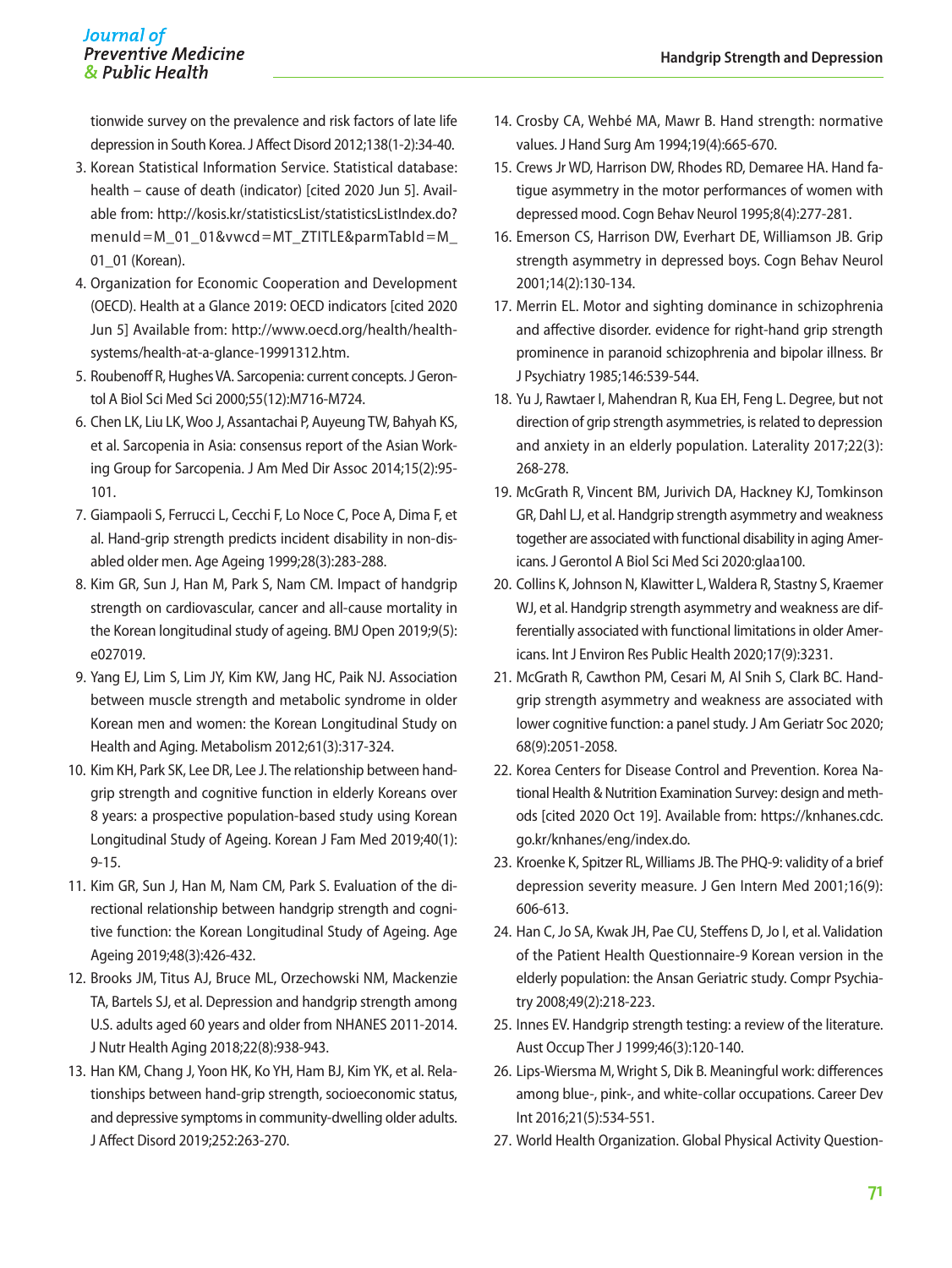tionwide survey on the prevalence and risk factors of late life depression in South Korea. J Affect Disord 2012;138(1-2):34-40.

3. Korean Statistical Information Service. Statistical database: health – cause of death (indicator) [cited 2020 Jun 5]. Available from: http://kosis.kr/statisticsList/statisticsListIndex.do?menuId=M_01_01&vwcd=MT_ZTITLE&parmTabId=M_01_01 (Korean).
4. Organization for Economic Cooperation and Development (OECD). Health at a Glance 2019: OECD indicators [cited 2020 Jun 5] Available from: http://www.oecd.org/health/health-systems/health-at-a-glance-19991312.htm.
5. Roubenoff R, Hughes VA. Sarcopenia: current concepts. J Gerontol A Biol Sci Med Sci 2000;55(12):M716-M724.
6. Chen LK, Liu LK, Woo J, Assantachai P, Auyeung TW, Bahyah KS, et al. Sarcopenia in Asia: consensus report of the Asian Working Group for Sarcopenia. J Am Med Dir Assoc 2014;15(2):95-101.
7. Giampaoli S, Ferrucci L, Cecchi F, Lo Noce C, Poce A, Dima F, et al. Hand-grip strength predicts incident disability in non-disabled older men. Age Ageing 1999;28(3):283-288.
8. Kim GR, Sun J, Han M, Park S, Nam CM. Impact of handgrip strength on cardiovascular, cancer and all-cause mortality in the Korean longitudinal study of ageing. BMJ Open 2019;9(5):e027019.
9. Yang EJ, Lim S, Lim JY, Kim KW, Jang HC, Paik NJ. Association between muscle strength and metabolic syndrome in older Korean men and women: the Korean Longitudinal Study on Health and Aging. Metabolism 2012;61(3):317-324.
10. Kim KH, Park SK, Lee DR, Lee J. The relationship between handgrip strength and cognitive function in elderly Koreans over 8 years: a prospective population-based study using Korean Longitudinal Study of Ageing. Korean J Fam Med 2019;40(1):9-15.
11. Kim GR, Sun J, Han M, Nam CM, Park S. Evaluation of the directional relationship between handgrip strength and cognitive function: the Korean Longitudinal Study of Ageing. Age Ageing 2019;48(3):426-432.
12. Brooks JM, Titus AJ, Bruce ML, Orzechowski NM, Mackenzie TA, Bartels SJ, et al. Depression and handgrip strength among U.S. adults aged 60 years and older from NHANES 2011-2014. J Nutr Health Aging 2018;22(8):938-943.
13. Han KM, Chang J, Yoon HK, Ko YH, Ham BJ, Kim YK, et al. Relationships between hand-grip strength, socioeconomic status, and depressive symptoms in community-dwelling older adults. J Affect Disord 2019;252:263-270.
14. Crosby CA, Wehbé MA, Mawr B. Hand strength: normative values. J Hand Surg Am 1994;19(4):665-670.
15. Crews Jr WD, Harrison DW, Rhodes RD, Demaree HA. Hand fatigue asymmetry in the motor performances of women with depressed mood. Cogn Behav Neurol 1995;8(4):277-281.
16. Emerson CS, Harrison DW, Everhart DE, Williamson JB. Grip strength asymmetry in depressed boys. Cogn Behav Neurol 2001;14(2):130-134.
17. Merrin EL. Motor and sighting dominance in schizophrenia and affective disorder. evidence for right-hand grip strength prominence in paranoid schizophrenia and bipolar illness. Br J Psychiatry 1985;146:539-544.
18. Yu J, Rawtaer I, Mahendran R, Kua EH, Feng L. Degree, but not direction of grip strength asymmetries, is related to depression and anxiety in an elderly population. Laterality 2017;22(3):268-278.
19. McGrath R, Vincent BM, Jurivich DA, Hackney KJ, Tomkinson GR, Dahl LJ, et al. Handgrip strength asymmetry and weakness together are associated with functional disability in aging Americans. J Gerontol A Biol Sci Med Sci 2020:glaa100.
20. Collins K, Johnson N, Klawitter L, Waldera R, Stastny S, Kraemer WJ, et al. Handgrip strength asymmetry and weakness are differentially associated with functional limitations in older Americans. Int J Environ Res Public Health 2020;17(9):3231.
21. McGrath R, Cawthon PM, Cesari M, Al Snih S, Clark BC. Handgrip strength asymmetry and weakness are associated with lower cognitive function: a panel study. J Am Geriatr Soc 2020;68(9):2051-2058.
22. Korea Centers for Disease Control and Prevention. Korea National Health & Nutrition Examination Survey: design and methods [cited 2020 Oct 19]. Available from: https://knhanes.cdc.go.kr/knhanes/eng/index.do.
23. Kroenke K, Spitzer RL, Williams JB. The PHQ-9: validity of a brief depression severity measure. J Gen Intern Med 2001;16(9):606-613.
24. Han C, Jo SA, Kwak JH, Pae CU, Steffens D, Jo I, et al. Validation of the Patient Health Questionnaire-9 Korean version in the elderly population: the Ansan Geriatric study. Compr Psychiatry 2008;49(2):218-223.
25. Innes EV. Handgrip strength testing: a review of the literature. Aust Occup Ther J 1999;46(3):120-140.
26. Lips-Wiersma M, Wright S, Dik B. Meaningful work: differences among blue-, pink-, and white-collar occupations. Career Dev Int 2016;21(5):534-551.
27. World Health Organization. Global Physical Activity Question-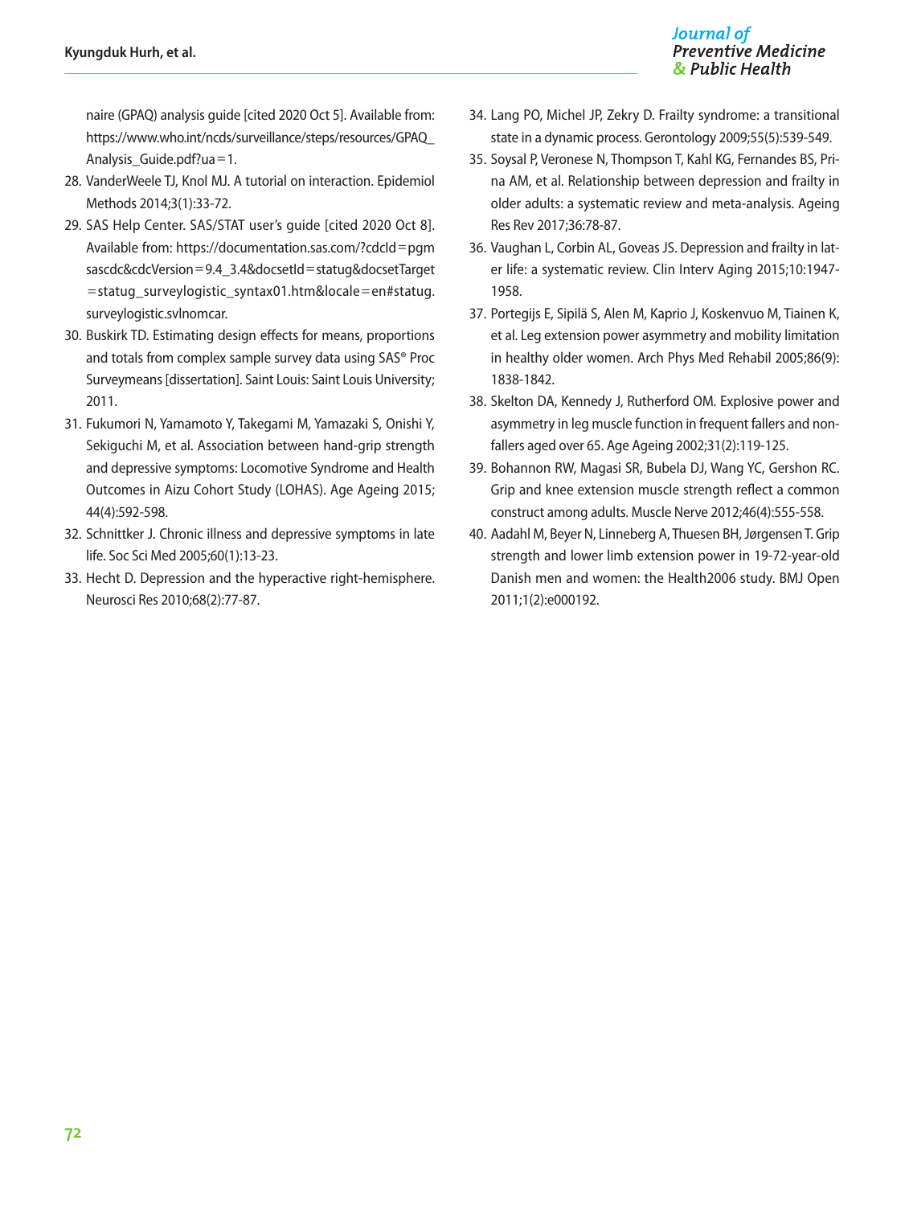naire (GPAQ) analysis guide [cited 2020 Oct 5]. Available from: https://www.who.int/ncds/surveillance/steps/resources/GPAQ_Analysis_Guide.pdf?ua=1.

28. VanderWeele TJ, Knol MJ. A tutorial on interaction. Epidemiol Methods 2014;3(1):33-72.
29. SAS Help Center. SAS/STAT user's guide [cited 2020 Oct 8]. Available from: https://documentation.sas.com/?cdcId=pgmsascdc&cdcVersion=9.4_3.4&docsetId=statug&docsetTarget=statug_surveylogistic_syntax01.htm&locale=en#statug.surveylogistic.svlnomcar.
30. Buskirk TD. Estimating design effects for means, proportions and totals from complex sample survey data using SAS® Proc Surveymeans [dissertation]. Saint Louis: Saint Louis University; 2011.
31. Fukumori N, Yamamoto Y, Takegami M, Yamazaki S, Onishi Y, Sekiguchi M, et al. Association between hand-grip strength and depressive symptoms: Locomotive Syndrome and Health Outcomes in Aizu Cohort Study (LOHAS). Age Ageing 2015;44(4):592-598.
32. Schnittker J. Chronic illness and depressive symptoms in late life. Soc Sci Med 2005;60(1):13-23.
33. Hecht D. Depression and the hyperactive right-hemisphere. Neurosci Res 2010;68(2):77-87.
34. Lang PO, Michel JP, Zekry D. Frailty syndrome: a transitional state in a dynamic process. Gerontology 2009;55(5):539-549.
35. Soysal P, Veronese N, Thompson T, Kahl KG, Fernandes BS, Prina AM, et al. Relationship between depression and frailty in older adults: a systematic review and meta-analysis. Ageing Res Rev 2017;36:78-87.
36. Vaughan L, Corbin AL, Goveas JS. Depression and frailty in later life: a systematic review. Clin Interv Aging 2015;10:1947-1958.
37. Portegijs E, Sipilä S, Alen M, Kaprio J, Koskenvuo M, Tiainen K, et al. Leg extension power asymmetry and mobility limitation in healthy older women. Arch Phys Med Rehabil 2005;86(9):1838-1842.
38. Skelton DA, Kennedy J, Rutherford OM. Explosive power and asymmetry in leg muscle function in frequent fallers and non-fallers aged over 65. Age Ageing 2002;31(2):119-125.
39. Bohannon RW, Magasi SR, Bubela DJ, Wang YC, Gershon RC. Grip and knee extension muscle strength reflect a common construct among adults. Muscle Nerve 2012;46(4):555-558.
40. Aadahl M, Beyer N, Linneberg A, Thuesen BH, Jørgensen T. Grip strength and lower limb extension power in 19-72-year-old Danish men and women: the Health2006 study. BMJ Open 2011;1(2):e000192.